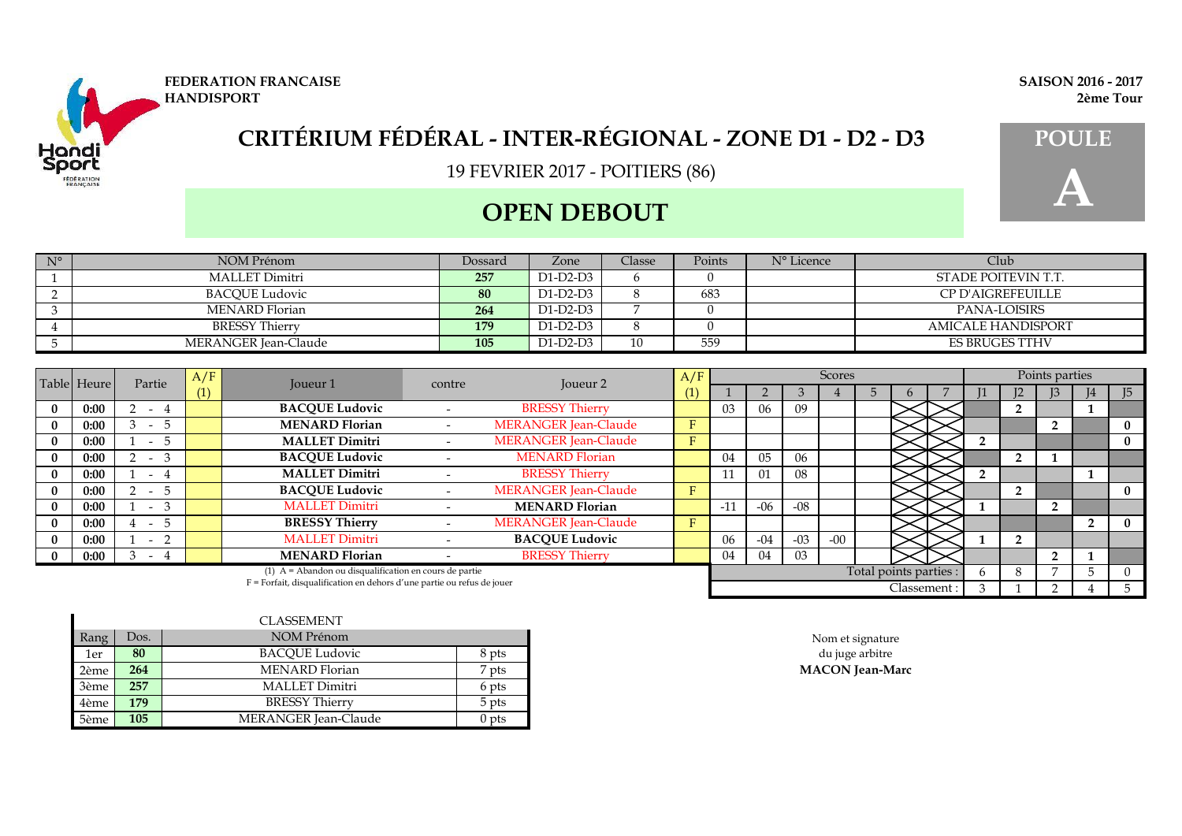FEDERATION FRANCAISE
HANDISPORT

**SAISON 2016 - 2017**
**2ème Tour**

# CRITÉRIUM FÉDÉRAL - INTER-RÉGIONAL - ZONE D1 - D2 - D3

19 FEVRIER 2017 - POITIERS (86)

## OPEN DEBOUT

**POULE A**

| N° | NOM Prénom | Dossard | Zone | Classe | Points | N° Licence | Club |
|---|---|---|---|---|---|---|---|
| 1 | MALLET Dimitri | 257 | D1-D2-D3 | 6 | 0 | | STADE POITEVIN T.T. |
| 2 | BACQUE Ludovic | 80 | D1-D2-D3 | 8 | 683 | | CP D'AIGREFEUILLE |
| 3 | MENARD Florian | 264 | D1-D2-D3 | 7 | 0 | | PANA-LOISIRS |
| 4 | BRESSY Thierry | 179 | D1-D2-D3 | 8 | 0 | | AMICALE HANDISPORT |
| 5 | MERANGER Jean-Claude | 105 | D1-D2-D3 | 10 | 559 | | ES BRUGES TTHV |

| Table | Heure | Partie | A/F (1) | Joueur 1 | contre | Joueur 2 | A/F (1) | Scores 1 | 2 | 3 | 4 | 5 | 6 | 7 | Points parties J1 | J2 | J3 | J4 | J5 |
|---|---|---|---|---|---|---|---|---|---|---|---|---|---|---|---|---|---|---|---|
| 0 | 0:00 | 2 - 4 | | **BACQUE Ludovic** | - | BRESSY Thierry | | 03 | 06 | 09 | | | | | | 2 | | 1 | |
| 0 | 0:00 | 3 - 5 | | **MENARD Florian** | - | MERANGER Jean-Claude | F | | | | | | | | | | 2 | | 0 |
| 0 | 0:00 | 1 - 5 | | **MALLET Dimitri** | - | MERANGER Jean-Claude | F | | | | | | | | 2 | | | | 0 |
| 0 | 0:00 | 2 - 3 | | **BACQUE Ludovic** | - | MENARD Florian | | 04 | 05 | 06 | | | | | | 2 | 1 | | |
| 0 | 0:00 | 1 - 4 | | **MALLET Dimitri** | - | BRESSY Thierry | | 11 | 01 | 08 | | | | | 2 | | | 1 | |
| 0 | 0:00 | 2 - 5 | | **BACQUE Ludovic** | - | MERANGER Jean-Claude | F | | | | | | | | | 2 | | | 0 |
| 0 | 0:00 | 1 - 3 | | MALLET Dimitri | - | **MENARD Florian** | | -11 | -06 | -08 | | | | | 1 | | 2 | | |
| 0 | 0:00 | 4 - 5 | | **BRESSY Thierry** | - | MERANGER Jean-Claude | F | | | | | | | | | | | 2 | 0 |
| 0 | 0:00 | 1 - 2 | | MALLET Dimitri | - | **BACQUE Ludovic** | | 06 | -04 | -03 | -00 | | | | 1 | 2 | | | |
| 0 | 0:00 | 3 - 4 | | **MENARD Florian** | - | BRESSY Thierry | | 04 | 04 | 03 | | | | | | | 2 | 1 | |
| | | | | | | | | | | | | | | Total points parties : | 6 | 8 | 7 | 5 | 0 |
| | | | | | | | | | | | | | | Classement : | 3 | 1 | 2 | 4 | 5 |

(1) A = Abandon ou disqualification en cours de partie
F = Forfait, disqualification en dehors d'une partie ou refus de jouer

CLASSEMENT

| Rang | Dos. | NOM Prénom | |
|---|---|---|---|
| 1er | 80 | BACQUE Ludovic | 8 pts |
| 2ème | 264 | MENARD Florian | 7 pts |
| 3ème | 257 | MALLET Dimitri | 6 pts |
| 4ème | 179 | BRESSY Thierry | 5 pts |
| 5ème | 105 | MERANGER Jean-Claude | 0 pts |

Nom et signature
du juge arbitre
**MACON Jean-Marc**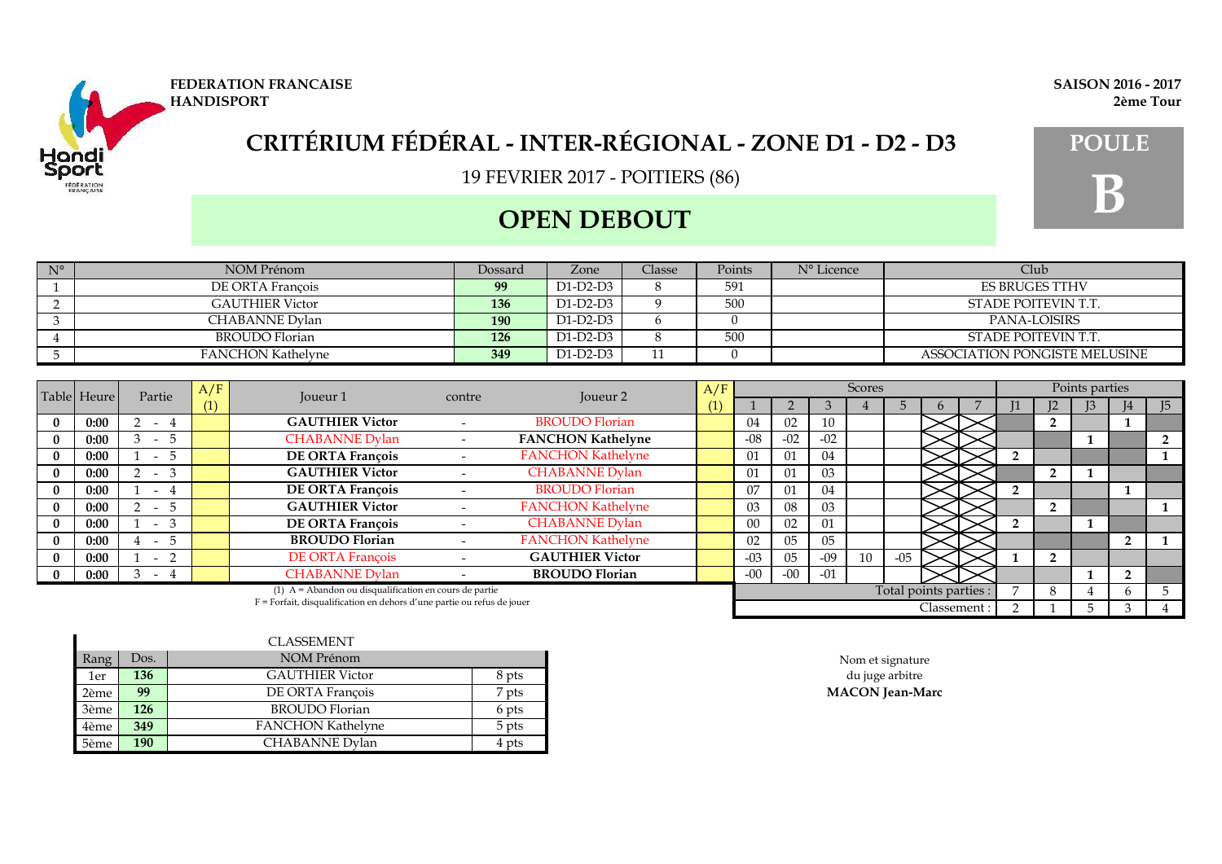**FEDERATION FRANCAISE HANDISPORT**

**SAISON 2016 - 2017**
**2ème Tour**

# CRITÉRIUM FÉDÉRAL - INTER-RÉGIONAL - ZONE D1 - D2 - D3

19 FEVRIER 2017 - POITIERS (86)

## OPEN DEBOUT

**POULE B**

| N° | NOM Prénom | Dossard | Zone | Classe | Points | N° Licence | Club |
|---|---|---|---|---|---|---|---|
| 1 | DE ORTA François | 99 | D1-D2-D3 | 8 | 591 | | ES BRUGES TTHV |
| 2 | GAUTHIER Victor | 136 | D1-D2-D3 | 9 | 500 | | STADE POITEVIN T.T. |
| 3 | CHABANNE Dylan | 190 | D1-D2-D3 | 6 | 0 | | PANA-LOISIRS |
| 4 | BROUDO Florian | 126 | D1-D2-D3 | 8 | 500 | | STADE POITEVIN T.T. |
| 5 | FANCHON Kathelyne | 349 | D1-D2-D3 | 11 | 0 | | ASSOCIATION PONGISTE MELUSINE |

| Table | Heure | Partie | A/F (1) | Joueur 1 | contre | Joueur 2 | A/F (1) | Scores 1 | 2 | 3 | 4 | 5 | 6 | 7 | J1 | J2 | J3 | J4 | J5 |
|---|---|---|---|---|---|---|---|---|---|---|---|---|---|---|---|---|---|---|---|
| 0 | 0:00 | 2 - 4 | | **GAUTHIER Victor** | - | BROUDO Florian | | 04 | 02 | 10 | | | | | | 2 | | 1 | |
| 0 | 0:00 | 3 - 5 | | CHABANNE Dylan | - | **FANCHON Kathelyne** | | -08 | -02 | -02 | | | | | | | 1 | | 2 |
| 0 | 0:00 | 1 - 5 | | **DE ORTA François** | - | FANCHON Kathelyne | | 01 | 01 | 04 | | | | | 2 | | | | 1 |
| 0 | 0:00 | 2 - 3 | | **GAUTHIER Victor** | - | CHABANNE Dylan | | 01 | 01 | 03 | | | | | | 2 | 1 | | |
| 0 | 0:00 | 1 - 4 | | **DE ORTA François** | - | BROUDO Florian | | 07 | 01 | 04 | | | | | 2 | | | 1 | |
| 0 | 0:00 | 2 - 5 | | **GAUTHIER Victor** | - | FANCHON Kathelyne | | 03 | 08 | 03 | | | | | | 2 | | | 1 |
| 0 | 0:00 | 1 - 3 | | **DE ORTA François** | - | CHABANNE Dylan | | 00 | 02 | 01 | | | | | 2 | | 1 | | |
| 0 | 0:00 | 4 - 5 | | **BROUDO Florian** | - | FANCHON Kathelyne | | 02 | 05 | 05 | | | | | | | | 2 | 1 |
| 0 | 0:00 | 1 - 2 | | DE ORTA François | - | **GAUTHIER Victor** | | -03 | 05 | -09 | 10 | -05 | | | 1 | 2 | | | |
| 0 | 0:00 | 3 - 4 | | CHABANNE Dylan | - | **BROUDO Florian** | | -00 | -00 | -01 | | | | | | | 1 | 2 | |
| | | | | | | | | | | | | | | Total points parties : | 7 | 8 | 4 | 6 | 5 |
| | | | | | | | | | | | | | | Classement : | 2 | 1 | 5 | 3 | 4 |

(1) A = Abandon ou disqualification en cours de partie
F = Forfait, disqualification en dehors d'une partie ou refus de jouer

CLASSEMENT

| Rang | Dos. | NOM Prénom | |
|---|---|---|---|
| 1er | 136 | GAUTHIER Victor | 8 pts |
| 2ème | 99 | DE ORTA François | 7 pts |
| 3ème | 126 | BROUDO Florian | 6 pts |
| 4ème | 349 | FANCHON Kathelyne | 5 pts |
| 5ème | 190 | CHABANNE Dylan | 4 pts |

Nom et signature
du juge arbitre
**MACON Jean-Marc**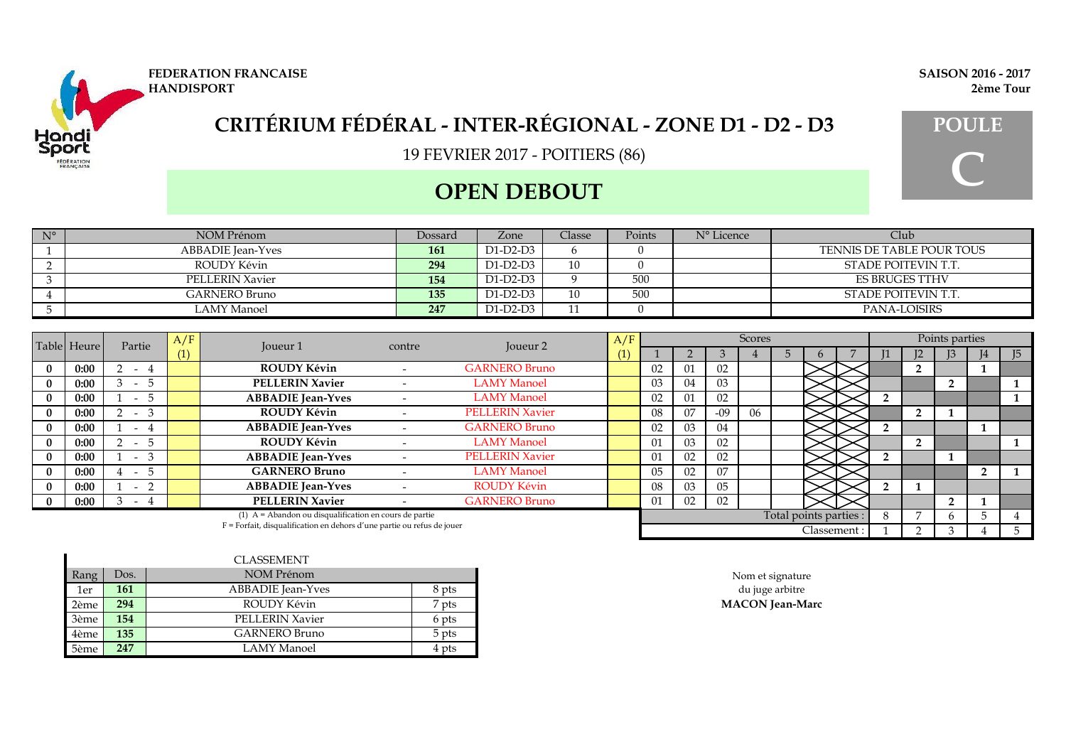**FEDERATION FRANCAISE HANDISPORT**

**SAISON 2016 - 2017**
**2ème Tour**

# CRITÉRIUM FÉDÉRAL - INTER-RÉGIONAL - ZONE D1 - D2 - D3

19 FEVRIER 2017 - POITIERS (86)

## OPEN DEBOUT

**POULE C**

| N° | NOM Prénom | Dossard | Zone | Classe | Points | N° Licence | Club |
|---|---|---|---|---|---|---|---|
| 1 | ABBADIE Jean-Yves | 161 | D1-D2-D3 | 6 | 0 | | TENNIS DE TABLE POUR TOUS |
| 2 | ROUDY Kévin | 294 | D1-D2-D3 | 10 | 0 | | STADE POITEVIN T.T. |
| 3 | PELLERIN Xavier | 154 | D1-D2-D3 | 9 | 500 | | ES BRUGES TTHV |
| 4 | GARNERO Bruno | 135 | D1-D2-D3 | 10 | 500 | | STADE POITEVIN T.T. |
| 5 | LAMY Manoel | 247 | D1-D2-D3 | 11 | 0 | | PANA-LOISIRS |

| Table | Heure | Partie | A/F (1) | Joueur 1 | contre | Joueur 2 | A/F (1) | Scores 1 | 2 | 3 | 4 | 5 | 6 | 7 | Points parties J1 | J2 | J3 | J4 | J5 |
|---|---|---|---|---|---|---|---|---|---|---|---|---|---|---|---|---|---|---|---|
| 0 | 0:00 | 2 - 4 | | **ROUDY Kévin** | - | GARNERO Bruno | | 02 | 01 | 02 | | | | | | 2 | | 1 | |
| 0 | 0:00 | 3 - 5 | | **PELLERIN Xavier** | - | LAMY Manoel | | 03 | 04 | 03 | | | | | | | 2 | | 1 |
| 0 | 0:00 | 1 - 5 | | **ABBADIE Jean-Yves** | - | LAMY Manoel | | 02 | 01 | 02 | | | | | 2 | | | | 1 |
| 0 | 0:00 | 2 - 3 | | **ROUDY Kévin** | - | PELLERIN Xavier | | 08 | 07 | -09 | 06 | | | | | 2 | 1 | | |
| 0 | 0:00 | 1 - 4 | | **ABBADIE Jean-Yves** | - | GARNERO Bruno | | 02 | 03 | 04 | | | | | 2 | | | 1 | |
| 0 | 0:00 | 2 - 5 | | **ROUDY Kévin** | - | LAMY Manoel | | 01 | 03 | 02 | | | | | | 2 | | | 1 |
| 0 | 0:00 | 1 - 3 | | **ABBADIE Jean-Yves** | - | PELLERIN Xavier | | 01 | 02 | 02 | | | | | 2 | | 1 | | |
| 0 | 0:00 | 4 - 5 | | **GARNERO Bruno** | - | LAMY Manoel | | 05 | 02 | 07 | | | | | | | | 2 | 1 |
| 0 | 0:00 | 1 - 2 | | **ABBADIE Jean-Yves** | - | ROUDY Kévin | | 08 | 03 | 05 | | | | | 2 | 1 | | | |
| 0 | 0:00 | 3 - 4 | | **PELLERIN Xavier** | - | GARNERO Bruno | | 01 | 02 | 02 | | | | | | | 2 | 1 | |
| | | | | | | | | | | | | | | Total points parties : | 8 | 7 | 6 | 5 | 4 |
| | | | | | | | | | | | | | | Classement : | 1 | 2 | 3 | 4 | 5 |

(1) A = Abandon ou disqualification en cours de partie
F = Forfait, disqualification en dehors d'une partie ou refus de jouer

**CLASSEMENT**

| Rang | Dos. | NOM Prénom | |
|---|---|---|---|
| 1er | 161 | ABBADIE Jean-Yves | 8 pts |
| 2ème | 294 | ROUDY Kévin | 7 pts |
| 3ème | 154 | PELLERIN Xavier | 6 pts |
| 4ème | 135 | GARNERO Bruno | 5 pts |
| 5ème | 247 | LAMY Manoel | 4 pts |

Nom et signature
du juge arbitre
**MACON Jean-Marc**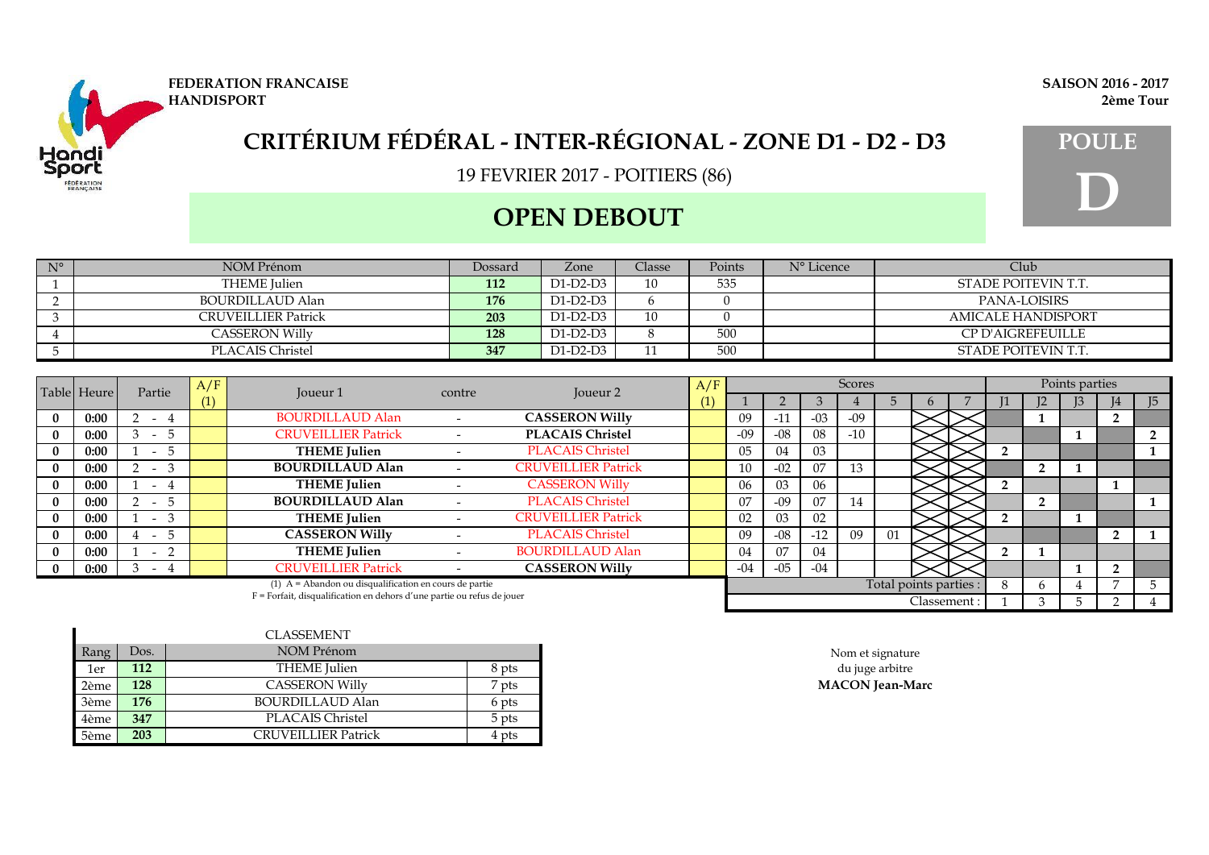**FEDERATION FRANCAISE HANDISPORT**

**SAISON 2016 - 2017**
**2ème Tour**

# CRITÉRIUM FÉDÉRAL - INTER-RÉGIONAL - ZONE D1 - D2 - D3

19 FEVRIER 2017 - POITIERS (86)

## OPEN DEBOUT

**POULE D**

| N° | NOM Prénom | Dossard | Zone | Classe | Points | N° Licence | Club |
|---|---|---|---|---|---|---|---|
| 1 | THEME Julien | 112 | D1-D2-D3 | 10 | 535 | | STADE POITEVIN T.T. |
| 2 | BOURDILLAUD Alan | 176 | D1-D2-D3 | 6 | 0 | | PANA-LOISIRS |
| 3 | CRUVEILLIER Patrick | 203 | D1-D2-D3 | 10 | 0 | | AMICALE HANDISPORT |
| 4 | CASSERON Willy | 128 | D1-D2-D3 | 8 | 500 | | CP D'AIGREFEUILLE |
| 5 | PLACAIS Christel | 347 | D1-D2-D3 | 11 | 500 | | STADE POITEVIN T.T. |

| Table | Heure | Partie | A/F (1) | Joueur 1 | contre | Joueur 2 | A/F (1) | Scores 1 | 2 | 3 | 4 | 5 | 6 | 7 | Points parties J1 | J2 | J3 | J4 | J5 |
|---|---|---|---|---|---|---|---|---|---|---|---|---|---|---|---|---|---|---|---|
| 0 | 0:00 | 2 - 4 | | BOURDILLAUD Alan | - | **CASSERON Willy** | | 09 | -11 | -03 | -09 | | | | | 1 | | 2 | |
| 0 | 0:00 | 3 - 5 | | CRUVEILLIER Patrick | - | **PLACAIS Christel** | | -09 | -08 | 08 | -10 | | | | | | 1 | | 2 |
| 0 | 0:00 | 1 - 5 | | **THEME Julien** | - | PLACAIS Christel | | 05 | 04 | 03 | | | | | 2 | | | | 1 |
| 0 | 0:00 | 2 - 3 | | **BOURDILLAUD Alan** | - | CRUVEILLIER Patrick | | 10 | -02 | 07 | 13 | | | | | 2 | 1 | | |
| 0 | 0:00 | 1 - 4 | | **THEME Julien** | - | CASSERON Willy | | 06 | 03 | 06 | | | | | 2 | | | 1 | |
| 0 | 0:00 | 2 - 5 | | **BOURDILLAUD Alan** | - | PLACAIS Christel | | 07 | -09 | 07 | 14 | | | | | 2 | | | 1 |
| 0 | 0:00 | 1 - 3 | | **THEME Julien** | - | CRUVEILLIER Patrick | | 02 | 03 | 02 | | | | | 2 | | 1 | | |
| 0 | 0:00 | 4 - 5 | | **CASSERON Willy** | - | PLACAIS Christel | | 09 | -08 | -12 | 09 | 01 | | | | | | 2 | 1 |
| 0 | 0:00 | 1 - 2 | | **THEME Julien** | - | BOURDILLAUD Alan | | 04 | 07 | 04 | | | | | 2 | 1 | | | |
| 0 | 0:00 | 3 - 4 | | CRUVEILLIER Patrick | - | **CASSERON Willy** | | -04 | -05 | -04 | | | | | | | 1 | 2 | |
| | | | | | | | | | | | | | | Total points parties : | 8 | 6 | 4 | 7 | 5 |
| | | | | | | | | | | | | | | Classement : | 1 | 3 | 5 | 2 | 4 |

(1) A = Abandon ou disqualification en cours de partie
F = Forfait, disqualification en dehors d'une partie ou refus de jouer

CLASSEMENT

| Rang | Dos. | NOM Prénom | |
|---|---|---|---|
| 1er | 112 | THEME Julien | 8 pts |
| 2ème | 128 | CASSERON Willy | 7 pts |
| 3ème | 176 | BOURDILLAUD Alan | 6 pts |
| 4ème | 347 | PLACAIS Christel | 5 pts |
| 5ème | 203 | CRUVEILLIER Patrick | 4 pts |

Nom et signature
du juge arbitre
**MACON Jean-Marc**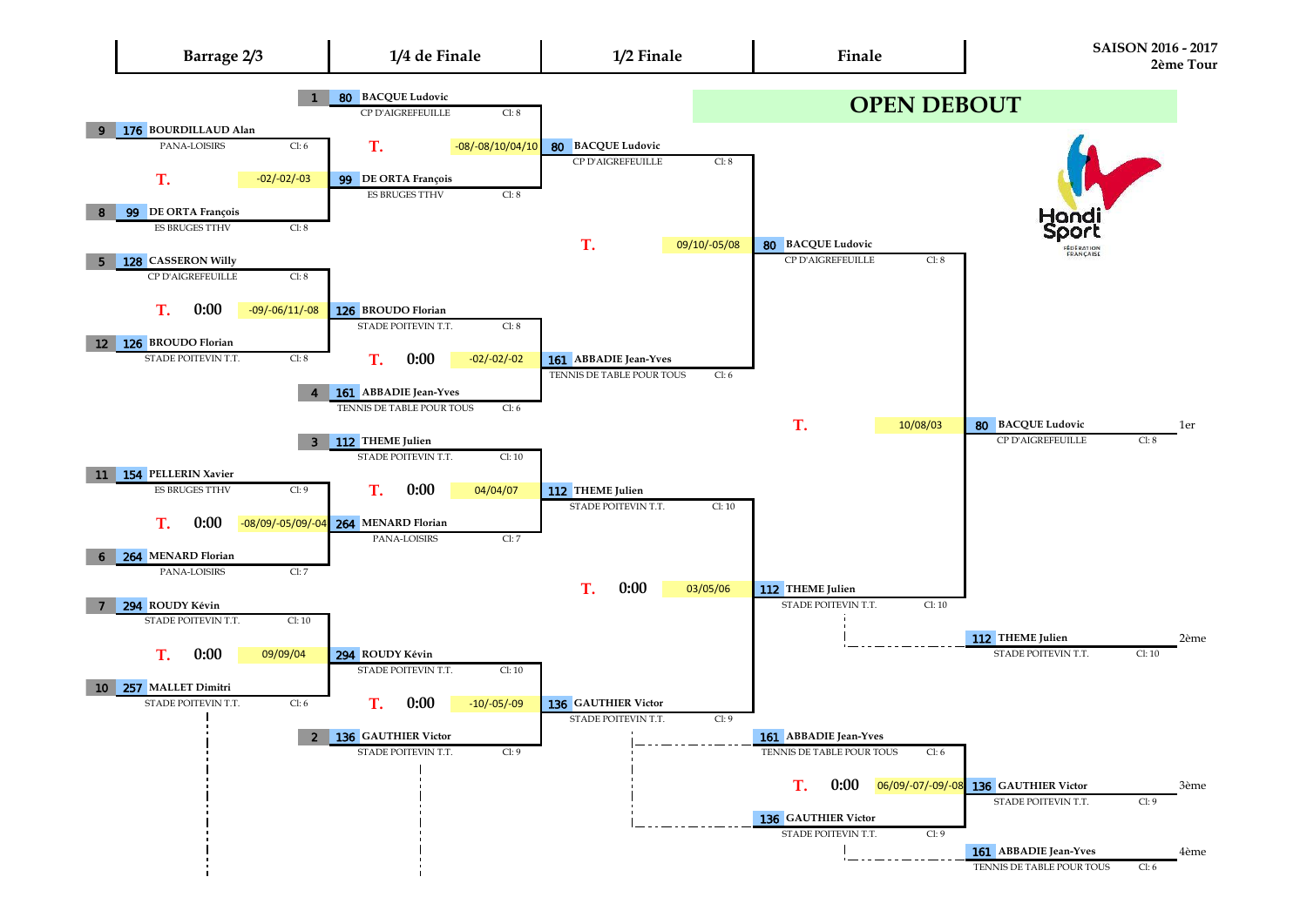SAISON 2016 - 2017
2ème Tour

# OPEN DEBOUT

| Barrage 2/3 | 1/4 de Finale | 1/2 Finale | Finale |
|---|---|---|---|

## Barrage 2/3

| Match | Joueur 1 | Joueur 2 | Score | Vainqueur |
|---|---|---|---|---|
| 9 / 8 | 176 BOURDILLAUD Alan – PANA-LOISIRS – Cl: 6 | 99 DE ORTA François – ES BRUGES TTHV – Cl: 8 | T. -02/-02/-03 | 99 DE ORTA François |
| 5 / 12 | 128 CASSERON Willy – CP D'AIGREFEUILLE – Cl: 8 | 126 BROUDO Florian – STADE POITEVIN T.T. – Cl: 8 | T. 0:00 -09/-06/11/-08 | 126 BROUDO Florian |
| 11 / 6 | 154 PELLERIN Xavier – ES BRUGES TTHV – Cl: 9 | 264 MENARD Florian – PANA-LOISIRS – Cl: 7 | T. 0:00 -08/09/-05/09/-04 | 264 MENARD Florian |
| 7 / 10 | 294 ROUDY Kévin – STADE POITEVIN T.T. – Cl: 10 | 257 MALLET Dimitri – STADE POITEVIN T.T. – Cl: 6 | T. 0:00 09/09/04 | 294 ROUDY Kévin |

## 1/4 de Finale

| Match | Joueur 1 | Joueur 2 | Score | Vainqueur |
|---|---|---|---|---|
| 1 | 80 BACQUE Ludovic – CP D'AIGREFEUILLE – Cl: 8 | 99 DE ORTA François – ES BRUGES TTHV – Cl: 8 | T. -08/-08/10/04/10 | 80 BACQUE Ludovic |
| 4 | 126 BROUDO Florian – STADE POITEVIN T.T. – Cl: 8 | 161 ABBADIE Jean-Yves – TENNIS DE TABLE POUR TOUS – Cl: 6 | T. 0:00 -02/-02/-02 | 161 ABBADIE Jean-Yves |
| 3 | 112 THEME Julien – STADE POITEVIN T.T. – Cl: 10 | 264 MENARD Florian – PANA-LOISIRS – Cl: 7 | T. 0:00 04/04/07 | 112 THEME Julien |
| 2 | 294 ROUDY Kévin – STADE POITEVIN T.T. – Cl: 10 | 136 GAUTHIER Victor – STADE POITEVIN T.T. – Cl: 9 | T. 0:00 -10/-05/-09 | 136 GAUTHIER Victor |

## 1/2 Finale

| Joueur 1 | Joueur 2 | Score | Vainqueur |
|---|---|---|---|
| 80 BACQUE Ludovic – CP D'AIGREFEUILLE – Cl: 8 | 161 ABBADIE Jean-Yves – TENNIS DE TABLE POUR TOUS – Cl: 6 | T. 09/10/-05/08 | 80 BACQUE Ludovic |
| 112 THEME Julien – STADE POITEVIN T.T. – Cl: 10 | 136 GAUTHIER Victor – STADE POITEVIN T.T. – Cl: 9 | T. 0:00 03/05/06 | 112 THEME Julien |

## Finale

| Joueur 1 | Joueur 2 | Score | Vainqueur |
|---|---|---|---|
| 80 BACQUE Ludovic – CP D'AIGREFEUILLE – Cl: 8 | 112 THEME Julien – STADE POITEVIN T.T. – Cl: 10 | T. 10/08/03 | 80 BACQUE Ludovic |

## Match pour la 3ème place

| Joueur 1 | Joueur 2 | Score | Vainqueur |
|---|---|---|---|
| 161 ABBADIE Jean-Yves – TENNIS DE TABLE POUR TOUS – Cl: 6 | 136 GAUTHIER Victor – STADE POITEVIN T.T. – Cl: 9 | T. 0:00 06/09/-07/-09/-08 | 136 GAUTHIER Victor |

## Classement

| Place | Joueur | Club | Cl |
|---|---|---|---|
| 1er | 80 BACQUE Ludovic | CP D'AIGREFEUILLE | Cl: 8 |
| 2ème | 112 THEME Julien | STADE POITEVIN T.T. | Cl: 10 |
| 3ème | 136 GAUTHIER Victor | STADE POITEVIN T.T. | Cl: 9 |
| 4ème | 161 ABBADIE Jean-Yves | TENNIS DE TABLE POUR TOUS | Cl: 6 |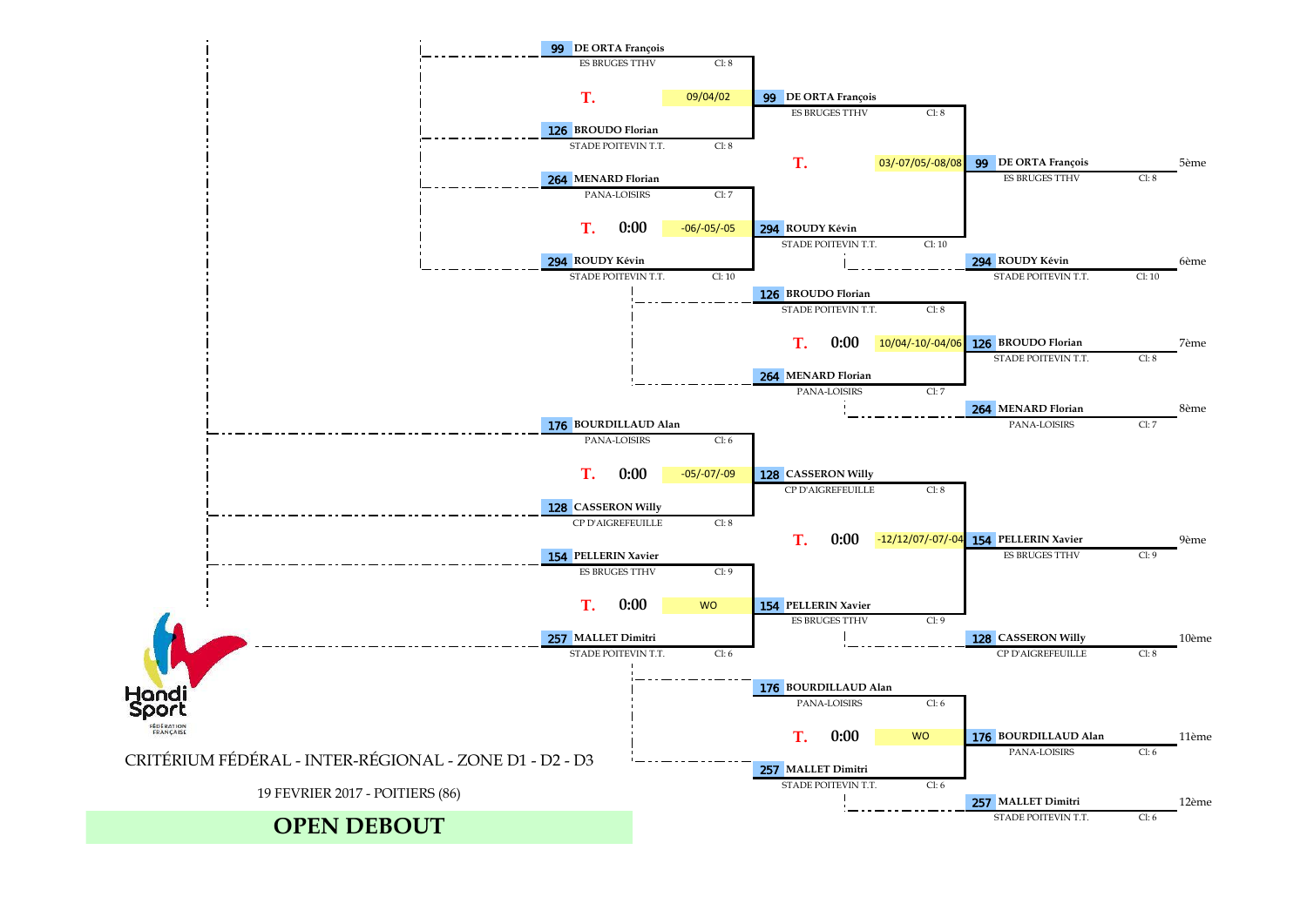# CRITÉRIUM FÉDÉRAL - INTER-RÉGIONAL - ZONE D1 - D2 - D3

19 FEVRIER 2017 - POITIERS (86)

## OPEN DEBOUT

### Places 5 à 8

**Tour 1**

| Joueur 1 | Club | Cl | Score | Joueur 2 | Club | Cl | Vainqueur |
|---|---|---|---|---|---|---|---|
| 99 DE ORTA François | ES BRUGES TTHV | Cl: 8 | 09/04/02 | 126 BROUDO Florian | STADE POITEVIN T.T. | Cl: 8 | 99 DE ORTA François |
| 264 MENARD Florian | PANA-LOISIRS | Cl: 7 | -06/-05/-05 | 294 ROUDY Kévin | STADE POITEVIN T.T. | Cl: 10 | 294 ROUDY Kévin |

**Places 5-6**

| Joueur 1 | Club | Cl | Score | Joueur 2 | Club | Cl |
|---|---|---|---|---|---|---|
| 99 DE ORTA François | ES BRUGES TTHV | Cl: 8 | 03/-07/05/-08/08 | 294 ROUDY Kévin | STADE POITEVIN T.T. | Cl: 10 |

**Places 7-8**

| Joueur 1 | Club | Cl | Score | Joueur 2 | Club | Cl |
|---|---|---|---|---|---|---|
| 126 BROUDO Florian | STADE POITEVIN T.T. | Cl: 8 | 10/04/-10/-04/06 | 264 MENARD Florian | PANA-LOISIRS | Cl: 7 |

### Places 9 à 12

**Tour 1**

| Joueur 1 | Club | Cl | Score | Joueur 2 | Club | Cl | Vainqueur |
|---|---|---|---|---|---|---|---|
| 176 BOURDILLAUD Alan | PANA-LOISIRS | Cl: 6 | -05/-07/-09 | 128 CASSERON Willy | CP D'AIGREFEUILLE | Cl: 8 | 128 CASSERON Willy |
| 154 PELLERIN Xavier | ES BRUGES TTHV | Cl: 9 | WO | 257 MALLET Dimitri | STADE POITEVIN T.T. | Cl: 6 | 154 PELLERIN Xavier |

**Places 9-10**

| Joueur 1 | Club | Cl | Score | Joueur 2 | Club | Cl |
|---|---|---|---|---|---|---|
| 128 CASSERON Willy | CP D'AIGREFEUILLE | Cl: 8 | -12/12/07/-07/-04 | 154 PELLERIN Xavier | ES BRUGES TTHV | Cl: 9 |

**Places 11-12**

| Joueur 1 | Club | Cl | Score | Joueur 2 | Club | Cl |
|---|---|---|---|---|---|---|
| 176 BOURDILLAUD Alan | PANA-LOISIRS | Cl: 6 | WO | 257 MALLET Dimitri | STADE POITEVIN T.T. | Cl: 6 |

### Classement

| Place | Joueur | Club | Cl |
|---|---|---|---|
| 5ème | 99 DE ORTA François | ES BRUGES TTHV | Cl: 8 |
| 6ème | 294 ROUDY Kévin | STADE POITEVIN T.T. | Cl: 10 |
| 7ème | 126 BROUDO Florian | STADE POITEVIN T.T. | Cl: 8 |
| 8ème | 264 MENARD Florian | PANA-LOISIRS | Cl: 7 |
| 9ème | 154 PELLERIN Xavier | ES BRUGES TTHV | Cl: 9 |
| 10ème | 128 CASSERON Willy | CP D'AIGREFEUILLE | Cl: 8 |
| 11ème | 176 BOURDILLAUD Alan | PANA-LOISIRS | Cl: 6 |
| 12ème | 257 MALLET Dimitri | STADE POITEVIN T.T. | Cl: 6 |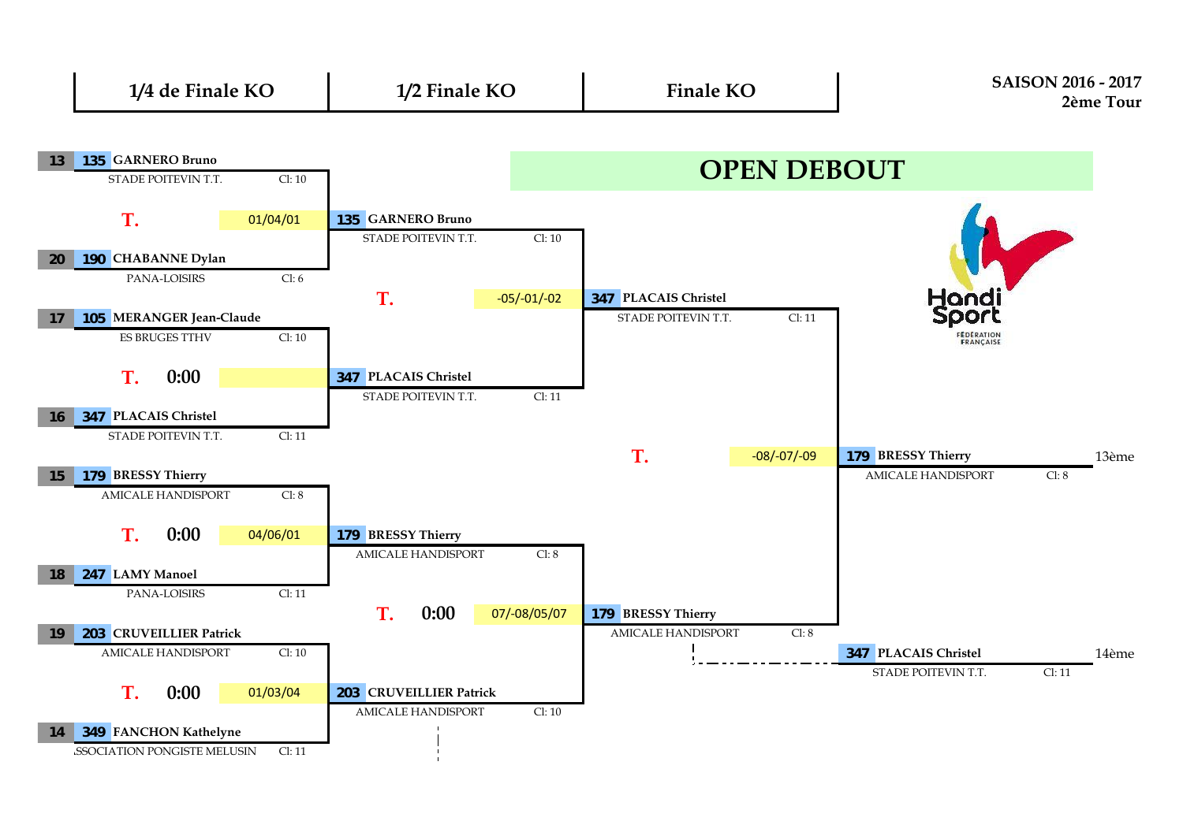# OPEN DEBOUT

**SAISON 2016 - 2017**
**2ème Tour**

## 1/4 de Finale KO

| Seed | N° | Joueur | Club | Cl | Score |
|---|---|---|---|---|---|
| 13 | 135 | **GARNERO Bruno** | STADE POITEVIN T.T. | Cl: 10 | T. 01/04/01 |
| 20 | 190 | **CHABANNE Dylan** | PANA-LOISIRS | Cl: 6 | |
| 17 | 105 | **MERANGER Jean-Claude** | ES BRUGES TTHV | Cl: 10 | T. 0:00 |
| 16 | 347 | **PLACAIS Christel** | STADE POITEVIN T.T. | Cl: 11 | |
| 15 | 179 | **BRESSY Thierry** | AMICALE HANDISPORT | Cl: 8 | T. 0:00 04/06/01 |
| 18 | 247 | **LAMY Manoel** | PANA-LOISIRS | Cl: 11 | |
| 19 | 203 | **CRUVEILLIER Patrick** | AMICALE HANDISPORT | Cl: 10 | T. 0:00 01/03/04 |
| 14 | 349 | **FANCHON Kathelyne** | SSOCIATION PONGISTE MELUSIN | Cl: 11 | |

## 1/2 Finale KO

| N° | Joueur | Club | Cl | Score |
|---|---|---|---|---|
| 135 | **GARNERO Bruno** | STADE POITEVIN T.T. | Cl: 10 | T. -05/-01/-02 |
| 347 | **PLACAIS Christel** | STADE POITEVIN T.T. | Cl: 11 | |
| 179 | **BRESSY Thierry** | AMICALE HANDISPORT | Cl: 8 | T. 0:00 07/-08/05/07 |
| 203 | **CRUVEILLIER Patrick** | AMICALE HANDISPORT | Cl: 10 | |

## Finale KO

| N° | Joueur | Club | Cl | Score |
|---|---|---|---|---|
| 347 | **PLACAIS Christel** | STADE POITEVIN T.T. | Cl: 11 | T. -08/-07/-09 |
| 179 | **BRESSY Thierry** | AMICALE HANDISPORT | Cl: 8 | |

## Classement

| Place | N° | Joueur | Club | Cl |
|---|---|---|---|---|
| 13ème | 179 | **BRESSY Thierry** | AMICALE HANDISPORT | Cl: 8 |
| 14ème | 347 | **PLACAIS Christel** | STADE POITEVIN T.T. | Cl: 11 |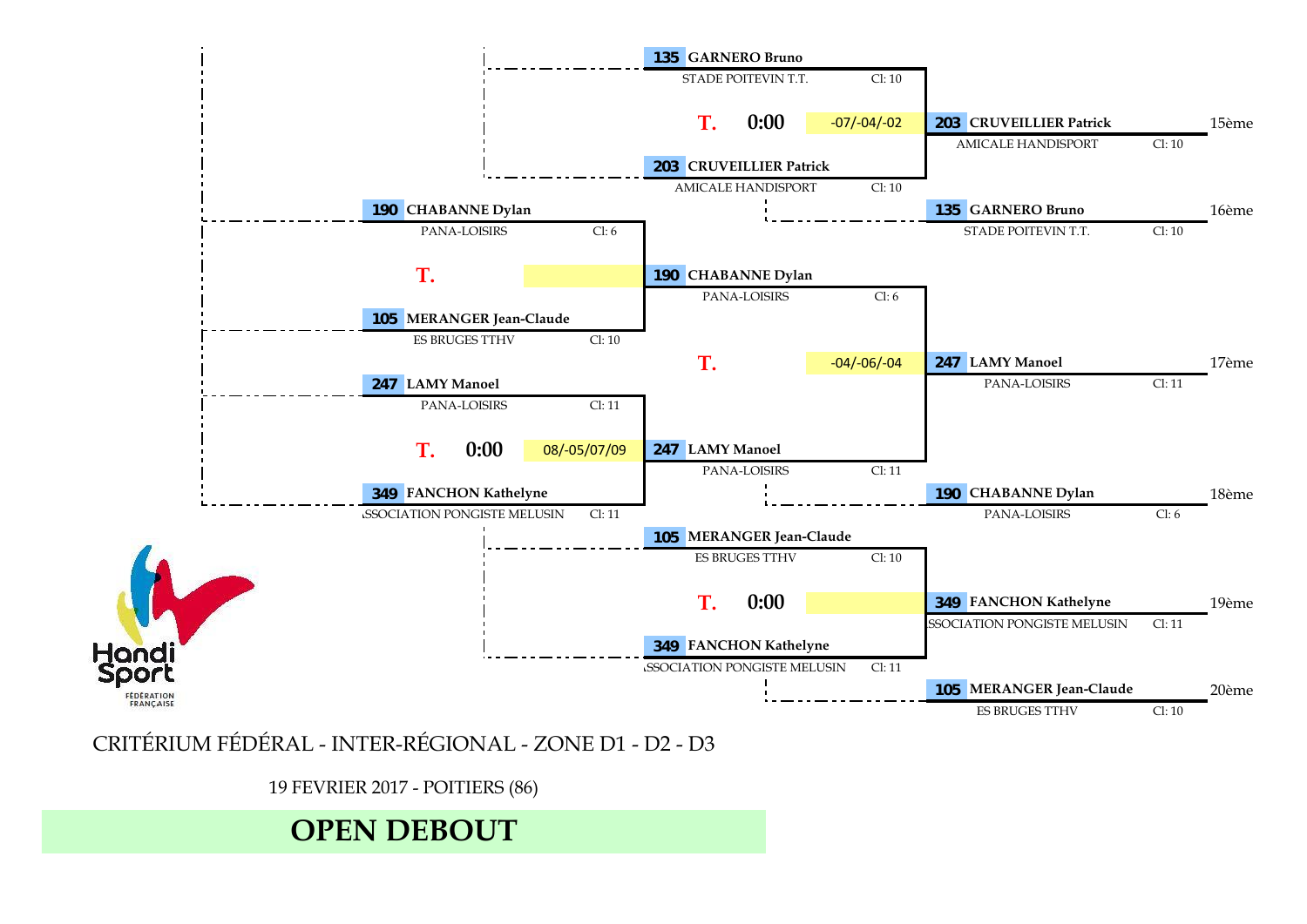**135** GARNERO Bruno — STADE POITEVIN T.T. — Cl: 10

T. 0:00 — -07/-04/-02

**203** CRUVEILLIER Patrick — AMICALE HANDISPORT — Cl: 10 — 15ème

**203** CRUVEILLIER Patrick — AMICALE HANDISPORT — Cl: 10

**135** GARNERO Bruno — STADE POITEVIN T.T. — Cl: 10 — 16ème

**190** CHABANNE Dylan — PANA-LOISIRS — Cl: 6

T.

**190** CHABANNE Dylan — PANA-LOISIRS — Cl: 6

**105** MERANGER Jean-Claude — ES BRUGES TTHV — Cl: 10

T. — -04/-06/-04

**247** LAMY Manoel — PANA-LOISIRS — Cl: 11 — 17ème

**247** LAMY Manoel — PANA-LOISIRS — Cl: 11

T. 0:00 — 08/-05/07/09

**247** LAMY Manoel — PANA-LOISIRS — Cl: 11

**349** FANCHON Kathelyne — ASSOCIATION PONGISTE MELUSIN — Cl: 11

**190** CHABANNE Dylan — PANA-LOISIRS — Cl: 6 — 18ème

**105** MERANGER Jean-Claude — ES BRUGES TTHV — Cl: 10

T. 0:00

**349** FANCHON Kathelyne — ASSOCIATION PONGISTE MELUSIN — Cl: 11 — 19ème

**349** FANCHON Kathelyne — ASSOCIATION PONGISTE MELUSIN — Cl: 11

**105** MERANGER Jean-Claude — ES BRUGES TTHV — Cl: 10 — 20ème

Handi Sport — FÉDÉRATION FRANÇAISE

CRITÉRIUM FÉDÉRAL - INTER-RÉGIONAL - ZONE D1 - D2 - D3

19 FEVRIER 2017 - POITIERS (86)

# OPEN DEBOUT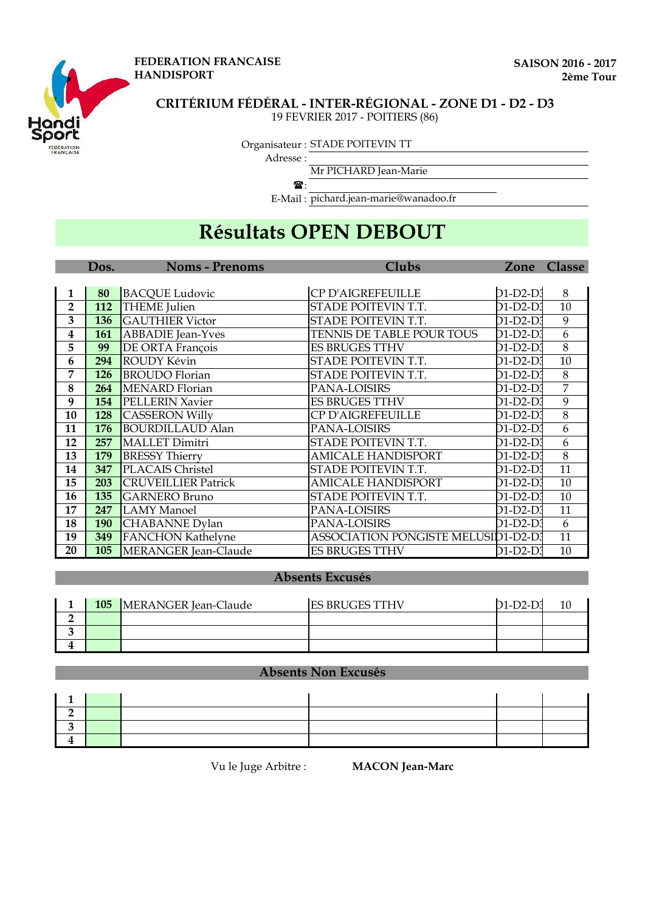FEDERATION FRANCAISE HANDISPORT

SAISON 2016 - 2017
2ème Tour

## CRITÉRIUM FÉDÉRAL - INTER-RÉGIONAL - ZONE D1 - D2 - D3

19 FEVRIER 2017 - POITIERS (86)

Organisateur : STADE POITEVIN TT

Adresse :

Mr PICHARD Jean-Marie

☎ :

E-Mail : pichard.jean-marie@wanadoo.fr

# Résultats OPEN DEBOUT

| | Dos. | Noms - Prenoms | Clubs | Zone | Classe |
|---|---|---|---|---|---|
| 1 | 80 | BACQUE Ludovic | CP D'AIGREFEUILLE | D1-D2-D3 | 8 |
| 2 | 112 | THEME Julien | STADE POITEVIN T.T. | D1-D2-D3 | 10 |
| 3 | 136 | GAUTHIER Victor | STADE POITEVIN T.T. | D1-D2-D3 | 9 |
| 4 | 161 | ABBADIE Jean-Yves | TENNIS DE TABLE POUR TOUS | D1-D2-D3 | 6 |
| 5 | 99 | DE ORTA François | ES BRUGES TTHV | D1-D2-D3 | 8 |
| 6 | 294 | ROUDY Kévin | STADE POITEVIN T.T. | D1-D2-D3 | 10 |
| 7 | 126 | BROUDO Florian | STADE POITEVIN T.T. | D1-D2-D3 | 8 |
| 8 | 264 | MENARD Florian | PANA-LOISIRS | D1-D2-D3 | 7 |
| 9 | 154 | PELLERIN Xavier | ES BRUGES TTHV | D1-D2-D3 | 9 |
| 10 | 128 | CASSERON Willy | CP D'AIGREFEUILLE | D1-D2-D3 | 8 |
| 11 | 176 | BOURDILLAUD Alan | PANA-LOISIRS | D1-D2-D3 | 6 |
| 12 | 257 | MALLET Dimitri | STADE POITEVIN T.T. | D1-D2-D3 | 6 |
| 13 | 179 | BRESSY Thierry | AMICALE HANDISPORT | D1-D2-D3 | 8 |
| 14 | 347 | PLACAIS Christel | STADE POITEVIN T.T. | D1-D2-D3 | 11 |
| 15 | 203 | CRUVEILLIER Patrick | AMICALE HANDISPORT | D1-D2-D3 | 10 |
| 16 | 135 | GARNERO Bruno | STADE POITEVIN T.T. | D1-D2-D3 | 10 |
| 17 | 247 | LAMY Manoel | PANA-LOISIRS | D1-D2-D3 | 11 |
| 18 | 190 | CHABANNE Dylan | PANA-LOISIRS | D1-D2-D3 | 6 |
| 19 | 349 | FANCHON Kathelyne | ASSOCIATION PONGISTE MELUSI | D1-D2-D3 | 11 |
| 20 | 105 | MERANGER Jean-Claude | ES BRUGES TTHV | D1-D2-D3 | 10 |

## Absents Excusés

| | | | | | |
|---|---|---|---|---|---|
| 1 | 105 | MERANGER Jean-Claude | ES BRUGES TTHV | D1-D2-D3 | 10 |
| 2 | | | | | |
| 3 | | | | | |
| 4 | | | | | |

## Absents Non Excusés

| | | | | | |
|---|---|---|---|---|---|
| 1 | | | | | |
| 2 | | | | | |
| 3 | | | | | |
| 4 | | | | | |

Vu le Juge Arbitre : **MACON Jean-Marc**